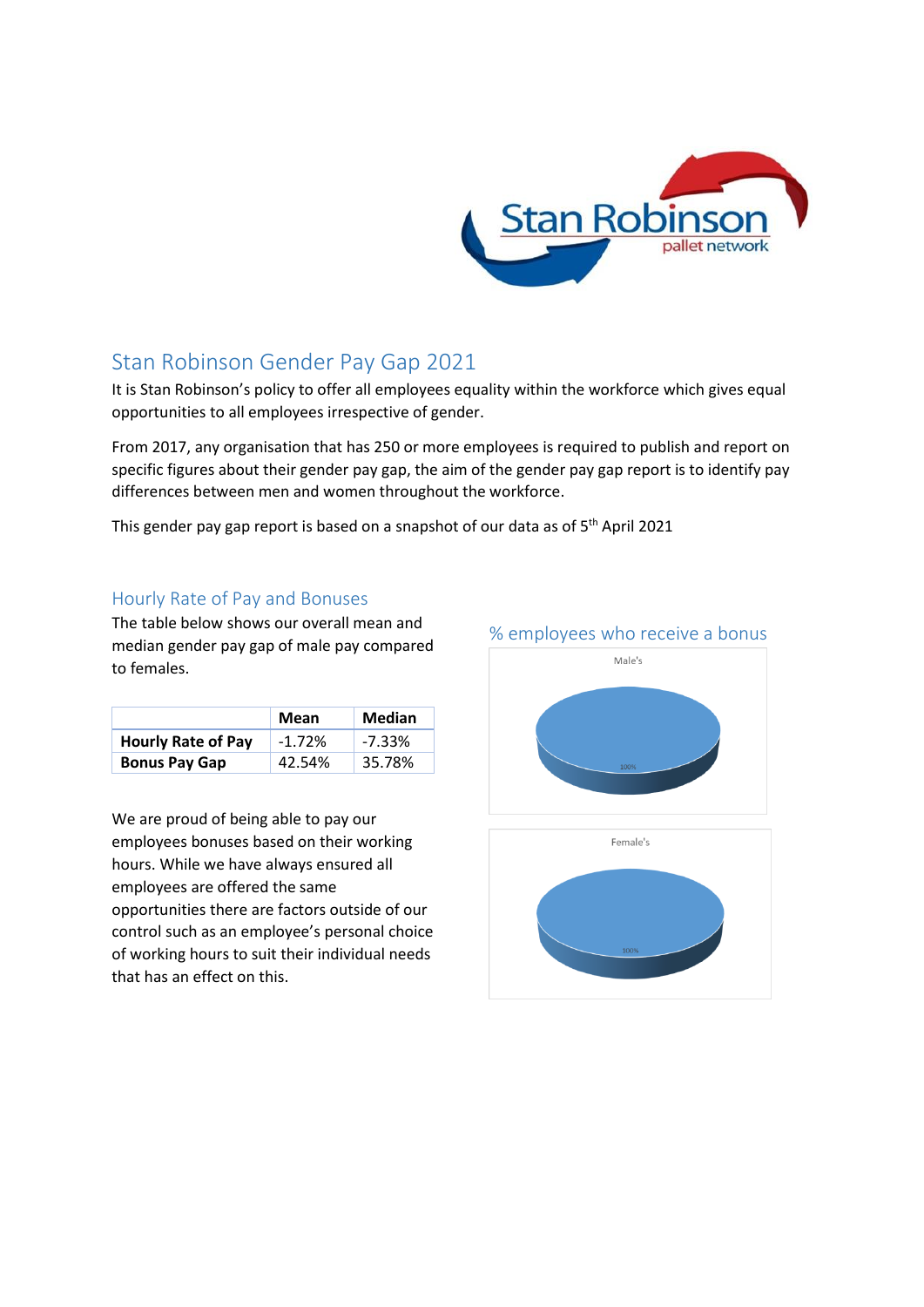# Stan Robinson Gender Pay Gap 2021

It is Stan Robinson's policy to offer all employees equality within the workforce which gives equal opportunities to all employees irrespective of gender.

From 2017, any organisation that has 250 or more employees is required to publish and report on specific figures about their gender pay gap, the aim of the gender pay gap report is to identify pay differences between men and women throughout the workforce.

This gender pay gap report is based on a snapshot of our data as of 5th April 2021

## Hourly Rate of Pay and Bonuses

The table below shows our overall mean and median gender pay gap of male pay compared to females.

| | Mean | Median |
|---|---|---|
| **Hourly Rate of Pay** | -1.72% | -7.33% |
| **Bonus Pay Gap** | 42.54% | 35.78% |

We are proud of being able to pay our employees bonuses based on their working hours. While we have always ensured all employees are offered the same opportunities there are factors outside of our control such as an employee's personal choice of working hours to suit their individual needs that has an effect on this.

## % employees who receive a bonus

Male's

100%

Female's

100%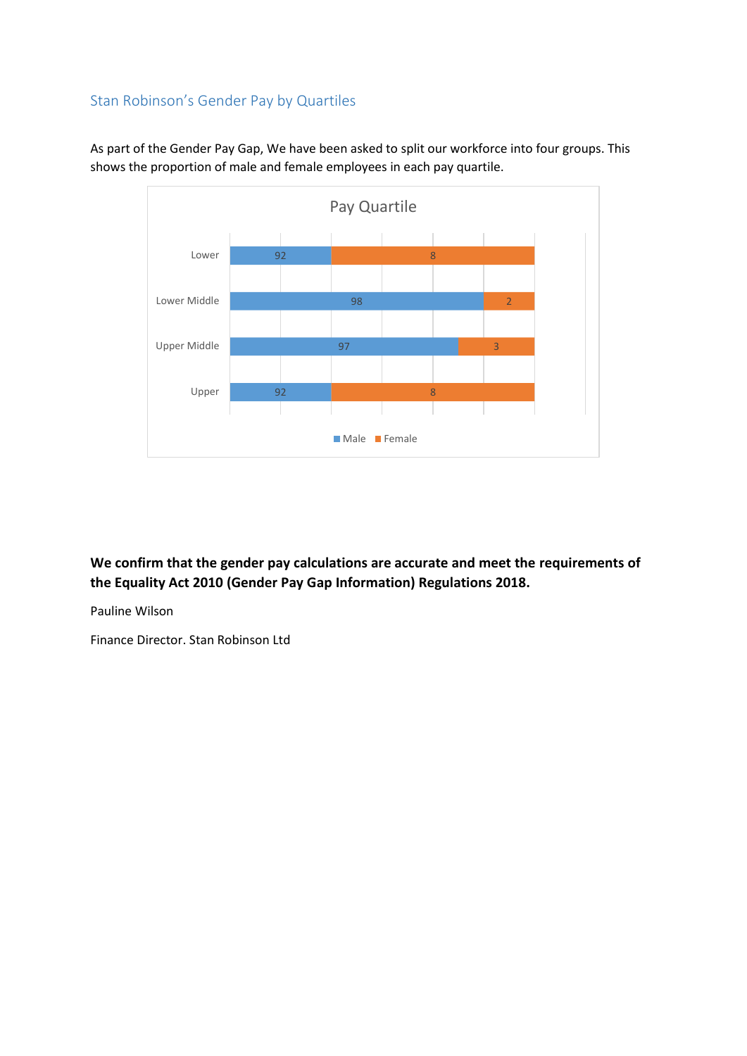## Stan Robinson's Gender Pay by Quartiles

As part of the Gender Pay Gap, We have been asked to split our workforce into four groups. This shows the proportion of male and female employees in each pay quartile.

Pay Quartile

Lower 92 8

Lower Middle 98 2

Upper Middle 97 3

Upper 92 8

Male Female

**We confirm that the gender pay calculations are accurate and meet the requirements of the Equality Act 2010 (Gender Pay Gap Information) Regulations 2018.**

Pauline Wilson

Finance Director. Stan Robinson Ltd